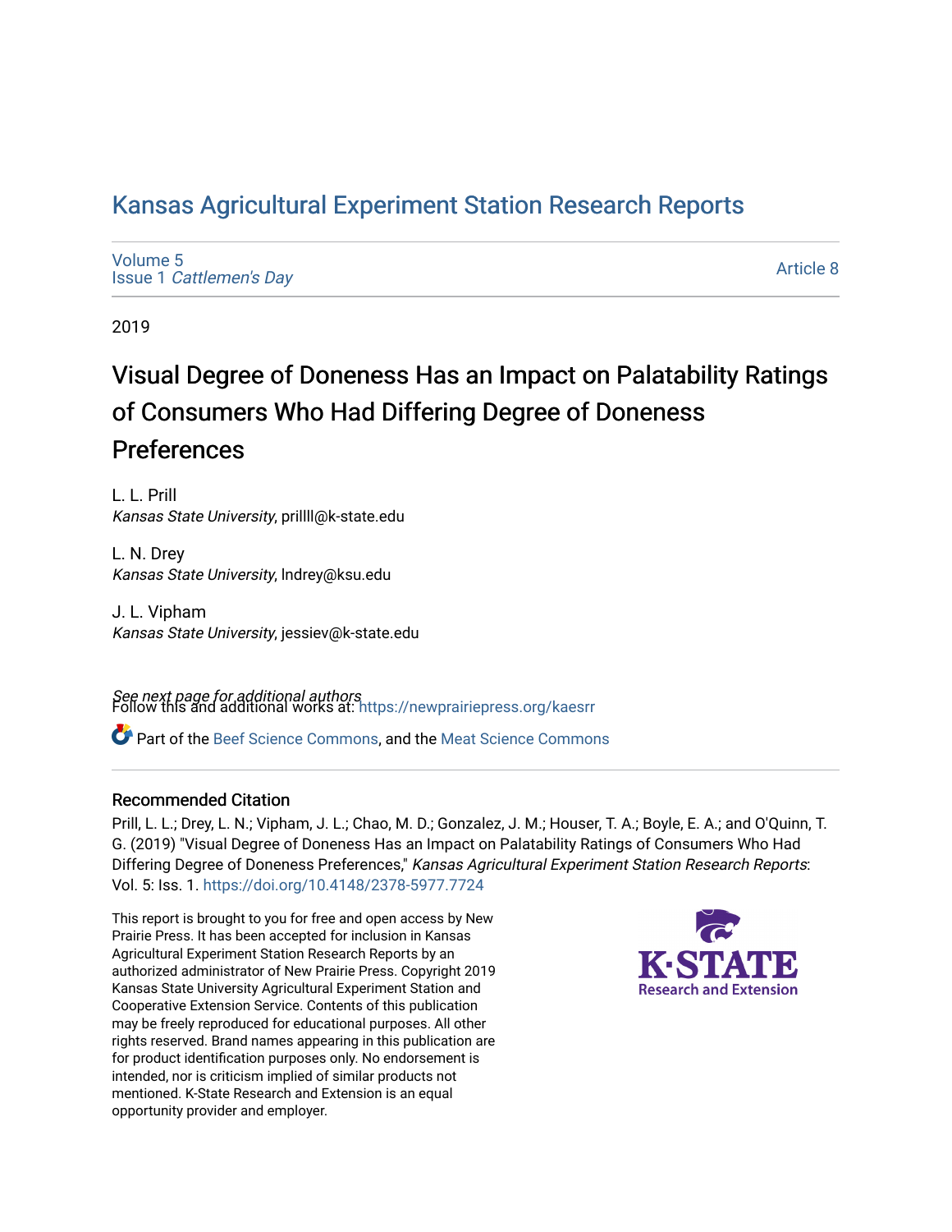# Kansas Agricultural Experiment Station Research Reports

Volume 5
Issue 1 *Cattlemen's Day*

Article 8

2019

## Visual Degree of Doneness Has an Impact on Palatability Ratings of Consumers Who Had Differing Degree of Doneness Preferences

L. L. Prill
*Kansas State University*, prillll@k-state.edu

L. N. Drey
*Kansas State University*, lndrey@ksu.edu

J. L. Vipham
*Kansas State University*, jessiev@k-state.edu

*See next page for additional authors*

Follow this and additional works at: https://newprairiepress.org/kaesrr

Part of the Beef Science Commons, and the Meat Science Commons

### Recommended Citation

Prill, L. L.; Drey, L. N.; Vipham, J. L.; Chao, M. D.; Gonzalez, J. M.; Houser, T. A.; Boyle, E. A.; and O'Quinn, T. G. (2019) "Visual Degree of Doneness Has an Impact on Palatability Ratings of Consumers Who Had Differing Degree of Doneness Preferences," *Kansas Agricultural Experiment Station Research Reports*: Vol. 5: Iss. 1. https://doi.org/10.4148/2378-5977.7724

This report is brought to you for free and open access by New Prairie Press. It has been accepted for inclusion in Kansas Agricultural Experiment Station Research Reports by an authorized administrator of New Prairie Press. Copyright 2019 Kansas State University Agricultural Experiment Station and Cooperative Extension Service. Contents of this publication may be freely reproduced for educational purposes. All other rights reserved. Brand names appearing in this publication are for product identification purposes only. No endorsement is intended, nor is criticism implied of similar products not mentioned. K-State Research and Extension is an equal opportunity provider and employer.

K-STATE Research and Extension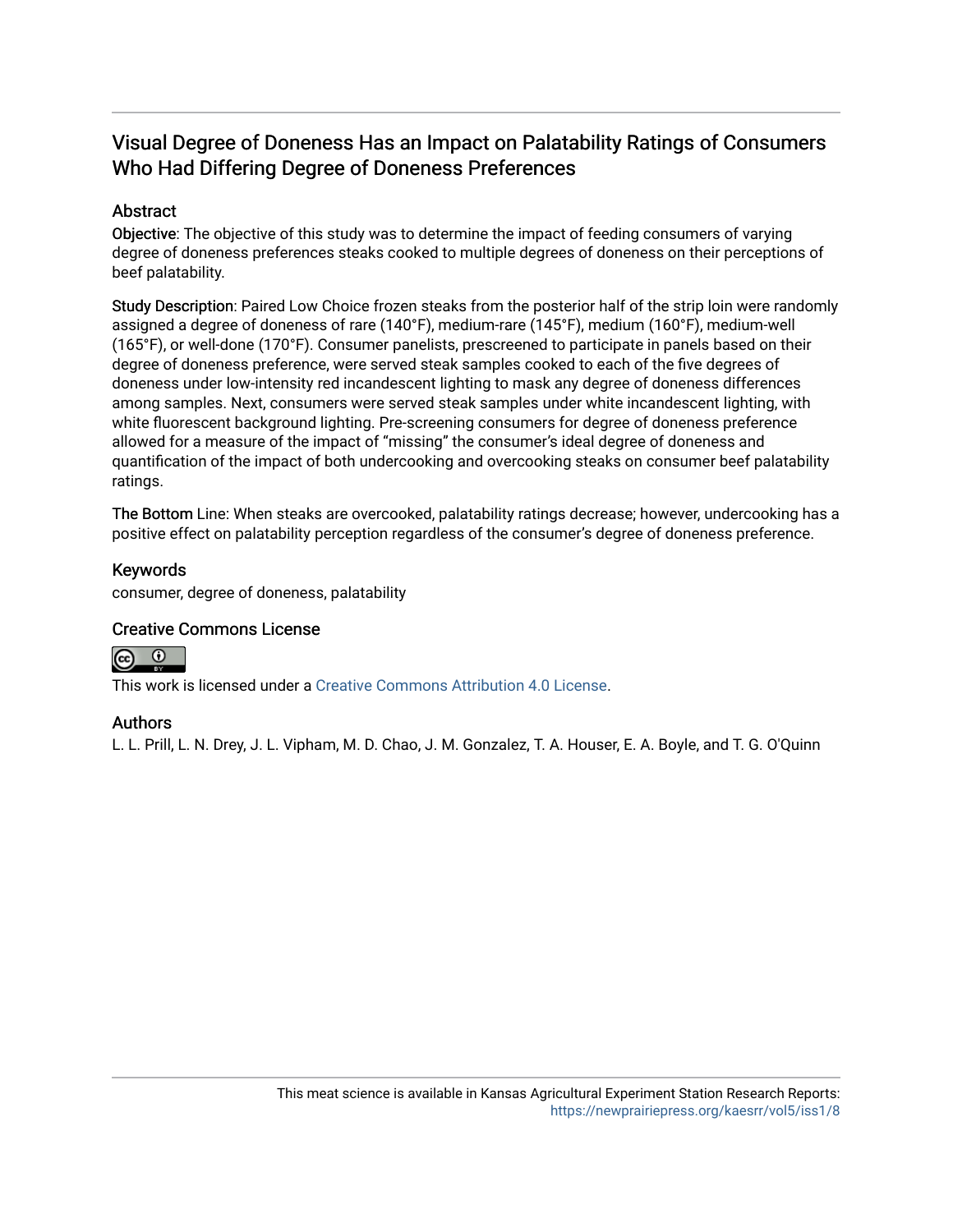## Visual Degree of Doneness Has an Impact on Palatability Ratings of Consumers Who Had Differing Degree of Doneness Preferences

### Abstract

Objective: The objective of this study was to determine the impact of feeding consumers of varying degree of doneness preferences steaks cooked to multiple degrees of doneness on their perceptions of beef palatability.

Study Description: Paired Low Choice frozen steaks from the posterior half of the strip loin were randomly assigned a degree of doneness of rare (140°F), medium-rare (145°F), medium (160°F), medium-well (165°F), or well-done (170°F). Consumer panelists, prescreened to participate in panels based on their degree of doneness preference, were served steak samples cooked to each of the five degrees of doneness under low-intensity red incandescent lighting to mask any degree of doneness differences among samples. Next, consumers were served steak samples under white incandescent lighting, with white fluorescent background lighting. Pre-screening consumers for degree of doneness preference allowed for a measure of the impact of "missing" the consumer's ideal degree of doneness and quantification of the impact of both undercooking and overcooking steaks on consumer beef palatability ratings.

The Bottom Line: When steaks are overcooked, palatability ratings decrease; however, undercooking has a positive effect on palatability perception regardless of the consumer's degree of doneness preference.

### Keywords

consumer, degree of doneness, palatability

### Creative Commons License

This work is licensed under a Creative Commons Attribution 4.0 License.

### Authors

L. L. Prill, L. N. Drey, J. L. Vipham, M. D. Chao, J. M. Gonzalez, T. A. Houser, E. A. Boyle, and T. G. O'Quinn

This meat science is available in Kansas Agricultural Experiment Station Research Reports: https://newprairiepress.org/kaesrr/vol5/iss1/8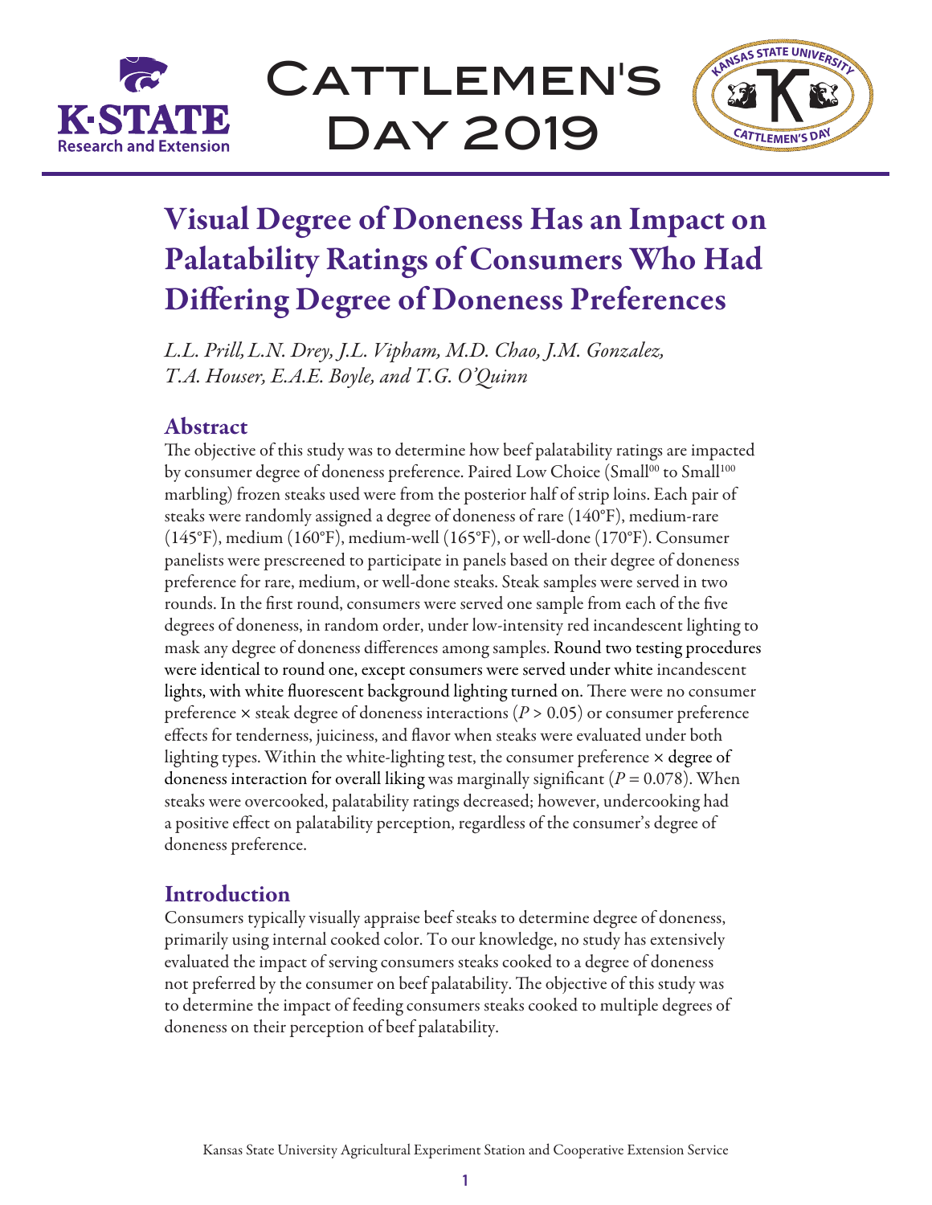# Visual Degree of Doneness Has an Impact on Palatability Ratings of Consumers Who Had Differing Degree of Doneness Preferences

*L.L. Prill, L.N. Drey, J.L. Vipham, M.D. Chao, J.M. Gonzalez, T.A. Houser, E.A.E. Boyle, and T.G. O'Quinn*

## Abstract

The objective of this study was to determine how beef palatability ratings are impacted by consumer degree of doneness preference. Paired Low Choice (Small$^{00}$ to Small$^{100}$ marbling) frozen steaks used were from the posterior half of strip loins. Each pair of steaks were randomly assigned a degree of doneness of rare (140°F), medium-rare (145°F), medium (160°F), medium-well (165°F), or well-done (170°F). Consumer panelists were prescreened to participate in panels based on their degree of doneness preference for rare, medium, or well-done steaks. Steak samples were served in two rounds. In the first round, consumers were served one sample from each of the five degrees of doneness, in random order, under low-intensity red incandescent lighting to mask any degree of doneness differences among samples. Round two testing procedures were identical to round one, except consumers were served under white incandescent lights, with white fluorescent background lighting turned on. There were no consumer preference × steak degree of doneness interactions ($P > 0.05$) or consumer preference effects for tenderness, juiciness, and flavor when steaks were evaluated under both lighting types. Within the white-lighting test, the consumer preference × degree of doneness interaction for overall liking was marginally significant ($P = 0.078$). When steaks were overcooked, palatability ratings decreased; however, undercooking had a positive effect on palatability perception, regardless of the consumer's degree of doneness preference.

## Introduction

Consumers typically visually appraise beef steaks to determine degree of doneness, primarily using internal cooked color. To our knowledge, no study has extensively evaluated the impact of serving consumers steaks cooked to a degree of doneness not preferred by the consumer on beef palatability. The objective of this study was to determine the impact of feeding consumers steaks cooked to multiple degrees of doneness on their perception of beef palatability.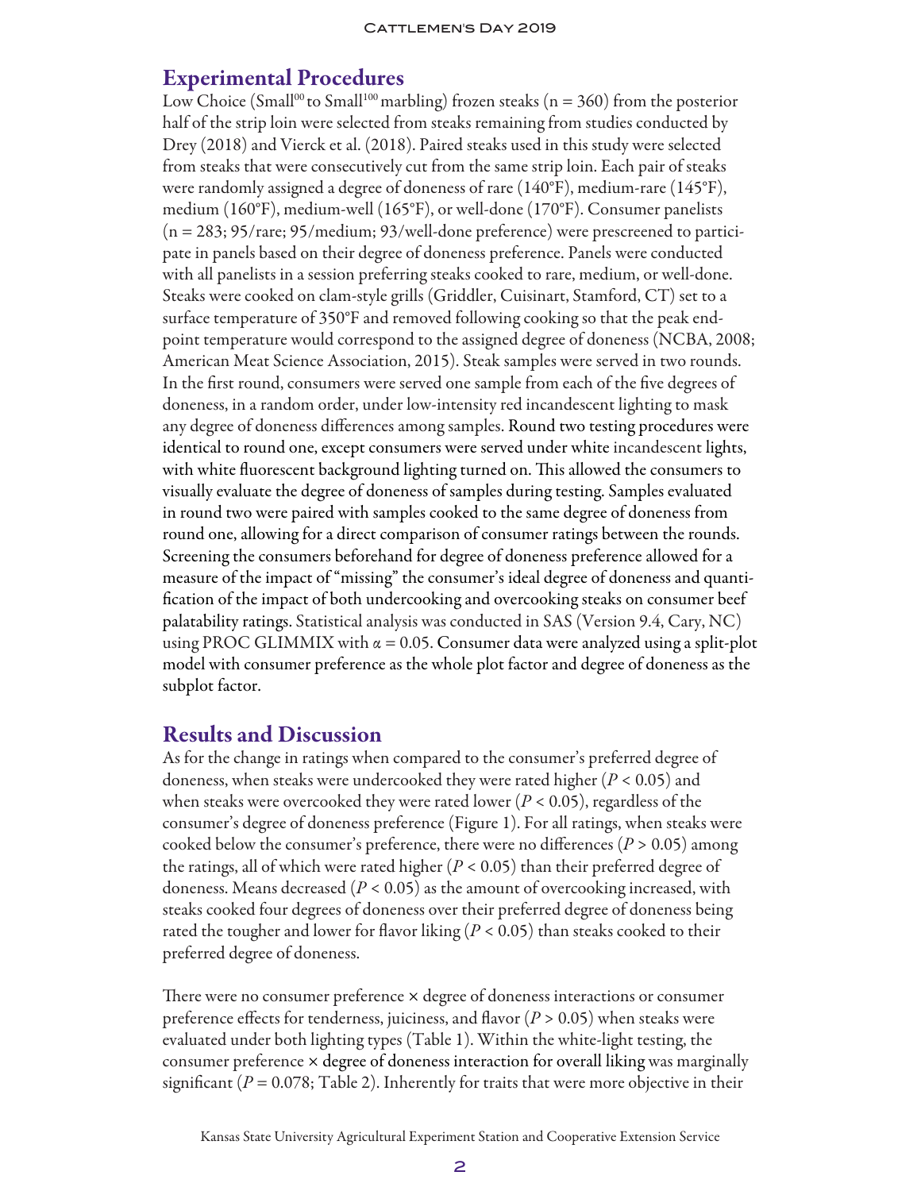## Experimental Procedures

Low Choice (Small[00] to Small[100] marbling) frozen steaks (n = 360) from the posterior half of the strip loin were selected from steaks remaining from studies conducted by Drey (2018) and Vierck et al. (2018). Paired steaks used in this study were selected from steaks that were consecutively cut from the same strip loin. Each pair of steaks were randomly assigned a degree of doneness of rare (140°F), medium-rare (145°F), medium (160°F), medium-well (165°F), or well-done (170°F). Consumer panelists (n = 283; 95/rare; 95/medium; 93/well-done preference) were prescreened to participate in panels based on their degree of doneness preference. Panels were conducted with all panelists in a session preferring steaks cooked to rare, medium, or well-done. Steaks were cooked on clam-style grills (Griddler, Cuisinart, Stamford, CT) set to a surface temperature of 350°F and removed following cooking so that the peak endpoint temperature would correspond to the assigned degree of doneness (NCBA, 2008; American Meat Science Association, 2015). Steak samples were served in two rounds. In the first round, consumers were served one sample from each of the five degrees of doneness, in a random order, under low-intensity red incandescent lighting to mask any degree of doneness differences among samples. Round two testing procedures were identical to round one, except consumers were served under white incandescent lights, with white fluorescent background lighting turned on. This allowed the consumers to visually evaluate the degree of doneness of samples during testing. Samples evaluated in round two were paired with samples cooked to the same degree of doneness from round one, allowing for a direct comparison of consumer ratings between the rounds. Screening the consumers beforehand for degree of doneness preference allowed for a measure of the impact of "missing" the consumer's ideal degree of doneness and quantification of the impact of both undercooking and overcooking steaks on consumer beef palatability ratings. Statistical analysis was conducted in SAS (Version 9.4, Cary, NC) using PROC GLIMMIX with $\alpha = 0.05$. Consumer data were analyzed using a split-plot model with consumer preference as the whole plot factor and degree of doneness as the subplot factor.

## Results and Discussion

As for the change in ratings when compared to the consumer's preferred degree of doneness, when steaks were undercooked they were rated higher ($P < 0.05$) and when steaks were overcooked they were rated lower ($P < 0.05$), regardless of the consumer's degree of doneness preference (Figure 1). For all ratings, when steaks were cooked below the consumer's preference, there were no differences ($P > 0.05$) among the ratings, all of which were rated higher ($P < 0.05$) than their preferred degree of doneness. Means decreased ($P < 0.05$) as the amount of overcooking increased, with steaks cooked four degrees of doneness over their preferred degree of doneness being rated the tougher and lower for flavor liking ($P < 0.05$) than steaks cooked to their preferred degree of doneness.

There were no consumer preference × degree of doneness interactions or consumer preference effects for tenderness, juiciness, and flavor ($P > 0.05$) when steaks were evaluated under both lighting types (Table 1). Within the white-light testing, the consumer preference × degree of doneness interaction for overall liking was marginally significant ($P = 0.078$; Table 2). Inherently for traits that were more objective in their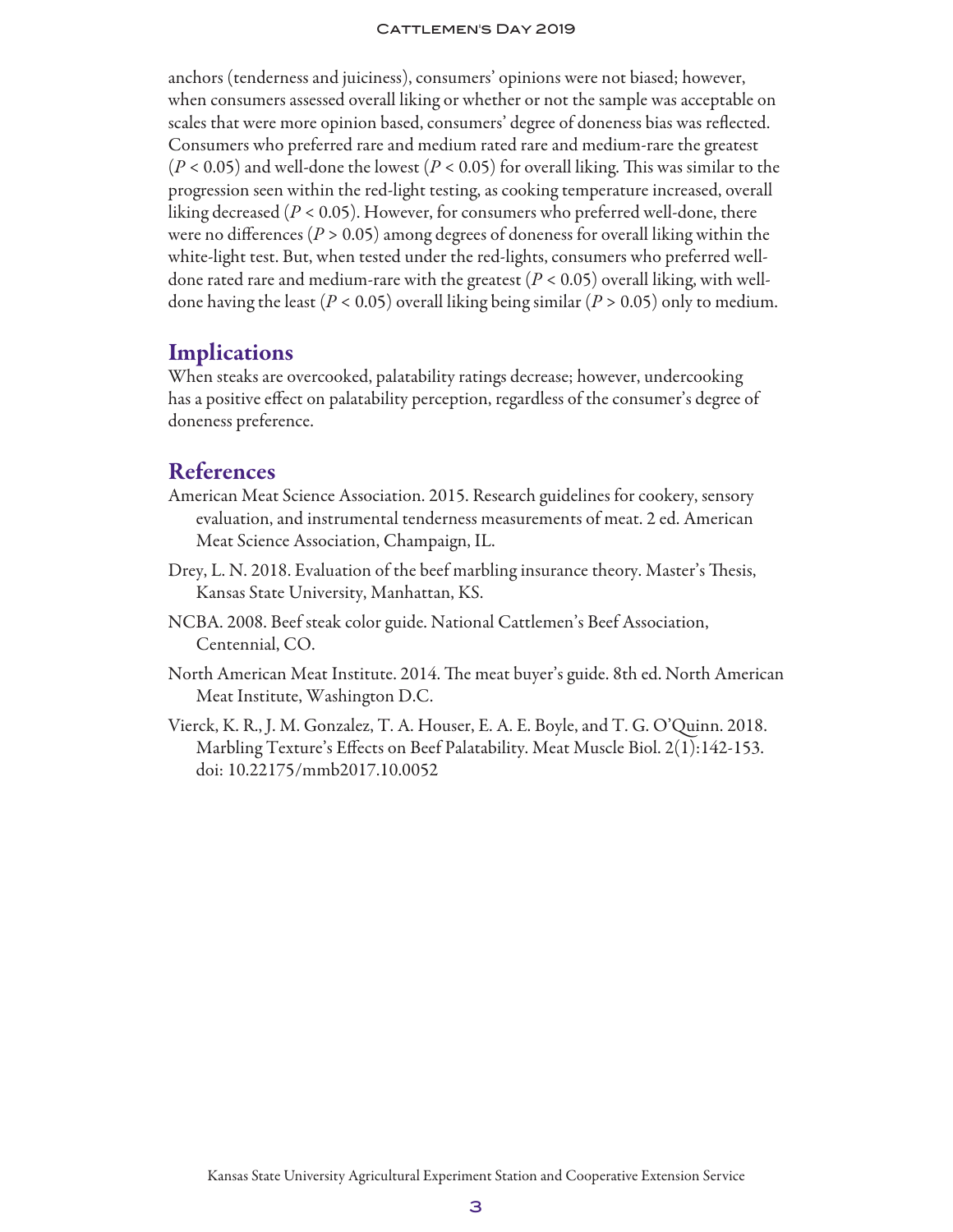anchors (tenderness and juiciness), consumers' opinions were not biased; however, when consumers assessed overall liking or whether or not the sample was acceptable on scales that were more opinion based, consumers' degree of doneness bias was reflected. Consumers who preferred rare and medium rated rare and medium-rare the greatest ($P < 0.05$) and well-done the lowest ($P < 0.05$) for overall liking. This was similar to the progression seen within the red-light testing, as cooking temperature increased, overall liking decreased ($P < 0.05$). However, for consumers who preferred well-done, there were no differences ($P > 0.05$) among degrees of doneness for overall liking within the white-light test. But, when tested under the red-lights, consumers who preferred well-done rated rare and medium-rare with the greatest ($P < 0.05$) overall liking, with well-done having the least ($P < 0.05$) overall liking being similar ($P > 0.05$) only to medium.

## Implications

When steaks are overcooked, palatability ratings decrease; however, undercooking has a positive effect on palatability perception, regardless of the consumer's degree of doneness preference.

## References

American Meat Science Association. 2015. Research guidelines for cookery, sensory evaluation, and instrumental tenderness measurements of meat. 2 ed. American Meat Science Association, Champaign, IL.

Drey, L. N. 2018. Evaluation of the beef marbling insurance theory. Master's Thesis, Kansas State University, Manhattan, KS.

NCBA. 2008. Beef steak color guide. National Cattlemen's Beef Association, Centennial, CO.

North American Meat Institute. 2014. The meat buyer's guide. 8th ed. North American Meat Institute, Washington D.C.

Vierck, K. R., J. M. Gonzalez, T. A. Houser, E. A. E. Boyle, and T. G. O'Quinn. 2018. Marbling Texture's Effects on Beef Palatability. Meat Muscle Biol. 2(1):142-153. doi: 10.22175/mmb2017.10.0052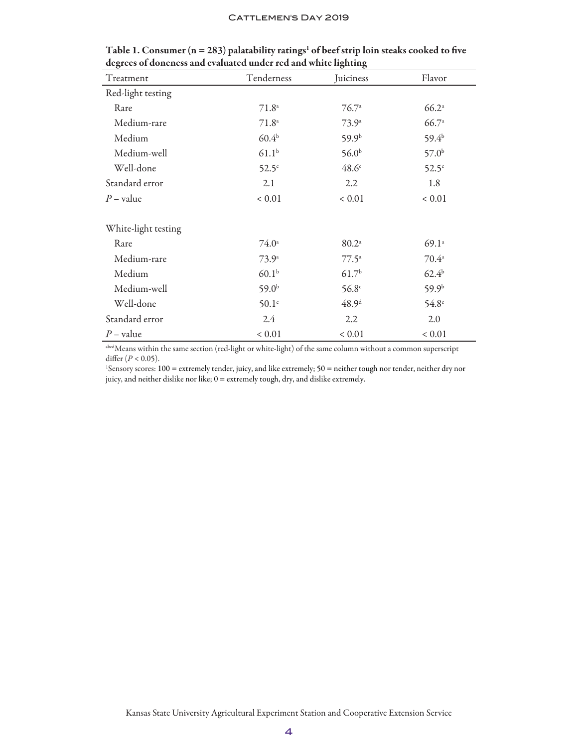**Table 1. Consumer (n = 283) palatability ratings[1] of beef strip loin steaks cooked to five degrees of doneness and evaluated under red and white lighting**

| Treatment | Tenderness | Juiciness | Flavor |
|---|---|---|---|
| Red-light testing | | | |
| Rare | 71.8[a] | 76.7[a] | 66.2[a] |
| Medium-rare | 71.8[a] | 73.9[a] | 66.7[a] |
| Medium | 60.4[b] | 59.9[b] | 59.4[b] |
| Medium-well | 61.1[b] | 56.0[b] | 57.0[b] |
| Well-done | 52.5[c] | 48.6[c] | 52.5[c] |
| Standard error | 2.1 | 2.2 | 1.8 |
| $P$ – value | < 0.01 | < 0.01 | < 0.01 |
| | | | |
| White-light testing | | | |
| Rare | 74.0[a] | 80.2[a] | 69.1[a] |
| Medium-rare | 73.9[a] | 77.5[a] | 70.4[a] |
| Medium | 60.1[b] | 61.7[b] | 62.4[b] |
| Medium-well | 59.0[b] | 56.8[c] | 59.9[b] |
| Well-done | 50.1[c] | 48.9[d] | 54.8[c] |
| Standard error | 2.4 | 2.2 | 2.0 |
| $P$ – value | < 0.01 | < 0.01 | < 0.01 |

[abcd]Means within the same section (red-light or white-light) of the same column without a common superscript differ ($P < 0.05$).

[1]Sensory scores: 100 = extremely tender, juicy, and like extremely; 50 = neither tough nor tender, neither dry nor juicy, and neither dislike nor like; 0 = extremely tough, dry, and dislike extremely.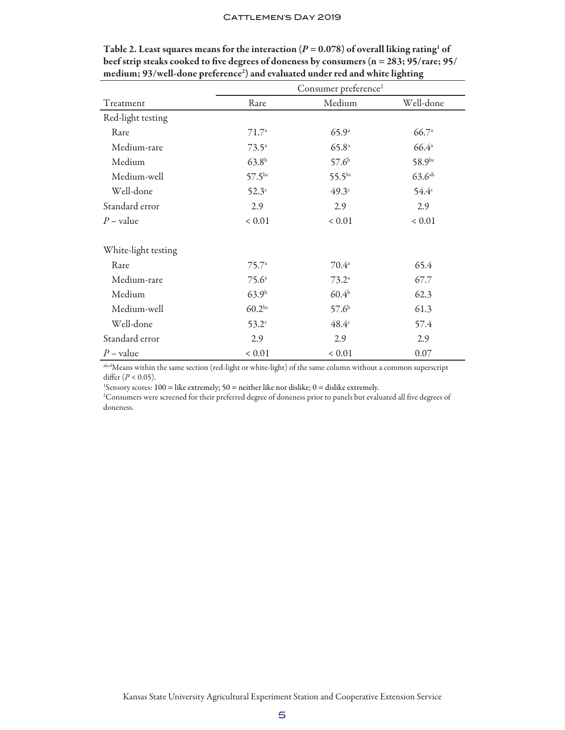**Table 2. Least squares means for the interaction ($P = 0.078$) of overall liking rating[1] of beef strip steaks cooked to five degrees of doneness by consumers (n = 283; 95/rare; 95/medium; 93/well-done preference[2]) and evaluated under red and white lighting**

| | Consumer preference[2] | | |
|---|---|---|---|
| Treatment | Rare | Medium | Well-done |
| Red-light testing | | | |
| Rare | 71.7[a] | 65.9[a] | 66.7[a] |
| Medium-rare | 73.5[a] | 65.8[a] | 66.4[a] |
| Medium | 63.8[b] | 57.6[b] | 58.9[bc] |
| Medium-well | 57.5[bc] | 55.5[bc] | 63.6[ab] |
| Well-done | 52.3[c] | 49.3[c] | 54.4[c] |
| Standard error | 2.9 | 2.9 | 2.9 |
| $P$ – value | < 0.01 | < 0.01 | < 0.01 |
| | | | |
| White-light testing | | | |
| Rare | 75.7[a] | 70.4[a] | 65.4 |
| Medium-rare | 75.6[a] | 73.2[a] | 67.7 |
| Medium | 63.9[b] | 60.4[b] | 62.3 |
| Medium-well | 60.2[bc] | 57.6[b] | 61.3 |
| Well-done | 53.2[c] | 48.4[c] | 57.4 |
| Standard error | 2.9 | 2.9 | 2.9 |
| $P$ – value | < 0.01 | < 0.01 | 0.07 |

[abcd]Means within the same section (red-light or white-light) of the same column without a common superscript differ ($P < 0.05$).

[1]Sensory scores: 100 = like extremely; 50 = neither like nor dislike; 0 = dislike extremely.

[2]Consumers were screened for their preferred degree of doneness prior to panels but evaluated all five degrees of doneness.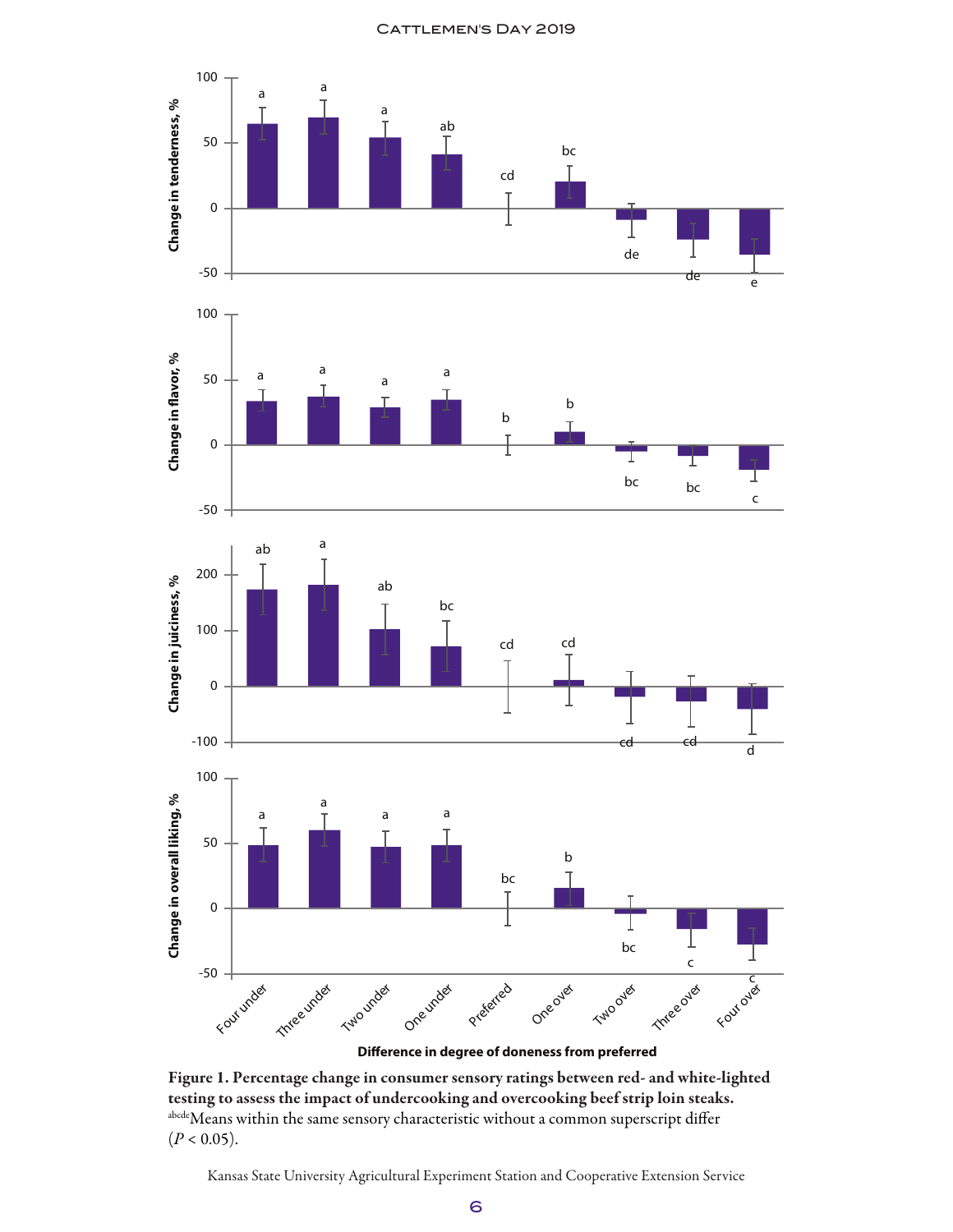Change in tenderness, %

100
50
0
-50

a a a ab cd bc de de e

Change in flavor, %

100
50
0
-50

a a a a b b bc bc c

Change in juiciness, %

200
100
0
-100

ab a ab bc cd cd cd cd d

Change in overall liking, %

100
50
0
-50

a a a a bc b bc c c

Four under
Three under
Two under
One under
Preferred
One over
Two over
Three over
Four over

Difference in degree of doneness from preferred

**Figure 1. Percentage change in consumer sensory ratings between red- and white-lighted testing to assess the impact of undercooking and overcooking beef strip loin steaks.**
[abcde]Means within the same sensory characteristic without a common superscript differ ($P < 0.05$).